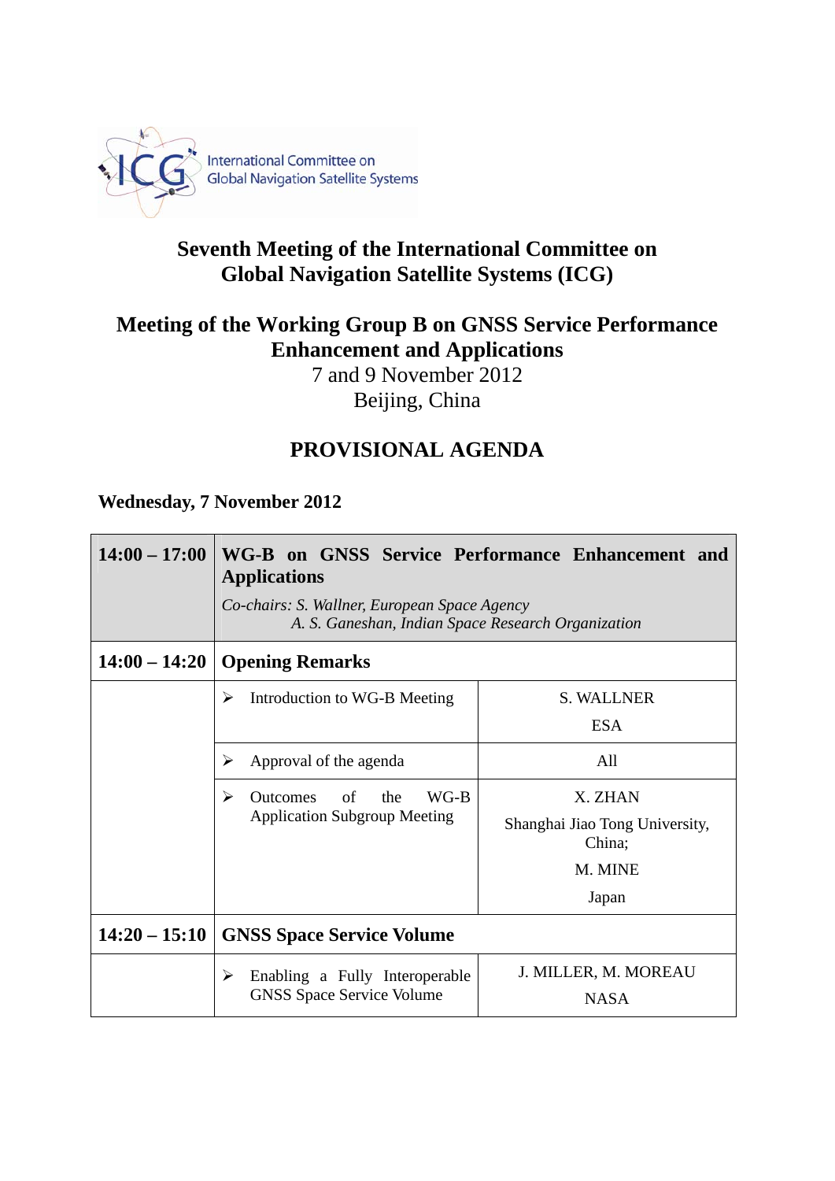International Committee on Global Navigation Satellite Systems

# Seventh Meeting of the International Committee on Global Navigation Satellite Systems (ICG)

## Meeting of the Working Group B on GNSS Service Performance Enhancement and Applications

7 and 9 November 2012
Beijing, China

## PROVISIONAL AGENDA

**Wednesday, 7 November 2012**

| | | |
|---|---|---|
| **14:00 – 17:00** | **WG-B on GNSS Service Performance Enhancement and Applications**<br>*Co-chairs: S. Wallner, European Space Agency*<br>*A. S. Ganeshan, Indian Space Research Organization* | |
| **14:00 – 14:20** | **Opening Remarks** | |
| | ➢ Introduction to WG-B Meeting | S. WALLNER<br>ESA |
| | ➢ Approval of the agenda | All |
| | ➢ Outcomes of the WG-B Application Subgroup Meeting | X. ZHAN<br>Shanghai Jiao Tong University, China;<br>M. MINE<br>Japan |
| **14:20 – 15:10** | **GNSS Space Service Volume** | |
| | ➢ Enabling a Fully Interoperable GNSS Space Service Volume | J. MILLER, M. MOREAU<br>NASA |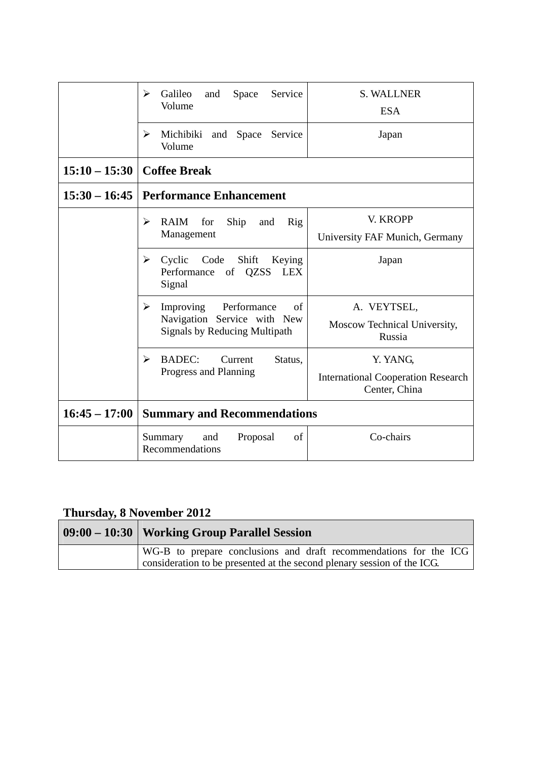| | | |
|---|---|---|
| | ➢ Galileo and Space Service Volume | S. WALLNER<br>ESA |
| | ➢ Michibiki and Space Service Volume | Japan |
| **15:10 – 15:30** | **Coffee Break** | |
| **15:30 – 16:45** | **Performance Enhancement** | |
| | ➢ RAIM for Ship and Rig Management | V. KROPP<br>University FAF Munich, Germany |
| | ➢ Cyclic Code Shift Keying Performance of QZSS LEX Signal | Japan |
| | ➢ Improving Performance of Navigation Service with New Signals by Reducing Multipath | A. VEYTSEL,<br>Moscow Technical University, Russia |
| | ➢ BADEC: Current Status, Progress and Planning | Y. YANG,<br>International Cooperation Research Center, China |
| **16:45 – 17:00** | **Summary and Recommendations** | |
| | Summary and Proposal of Recommendations | Co-chairs |

**Thursday, 8 November 2012**

| **09:00 – 10:30** | **Working Group Parallel Session** |
|---|---|
| | WG-B to prepare conclusions and draft recommendations for the ICG consideration to be presented at the second plenary session of the ICG. |